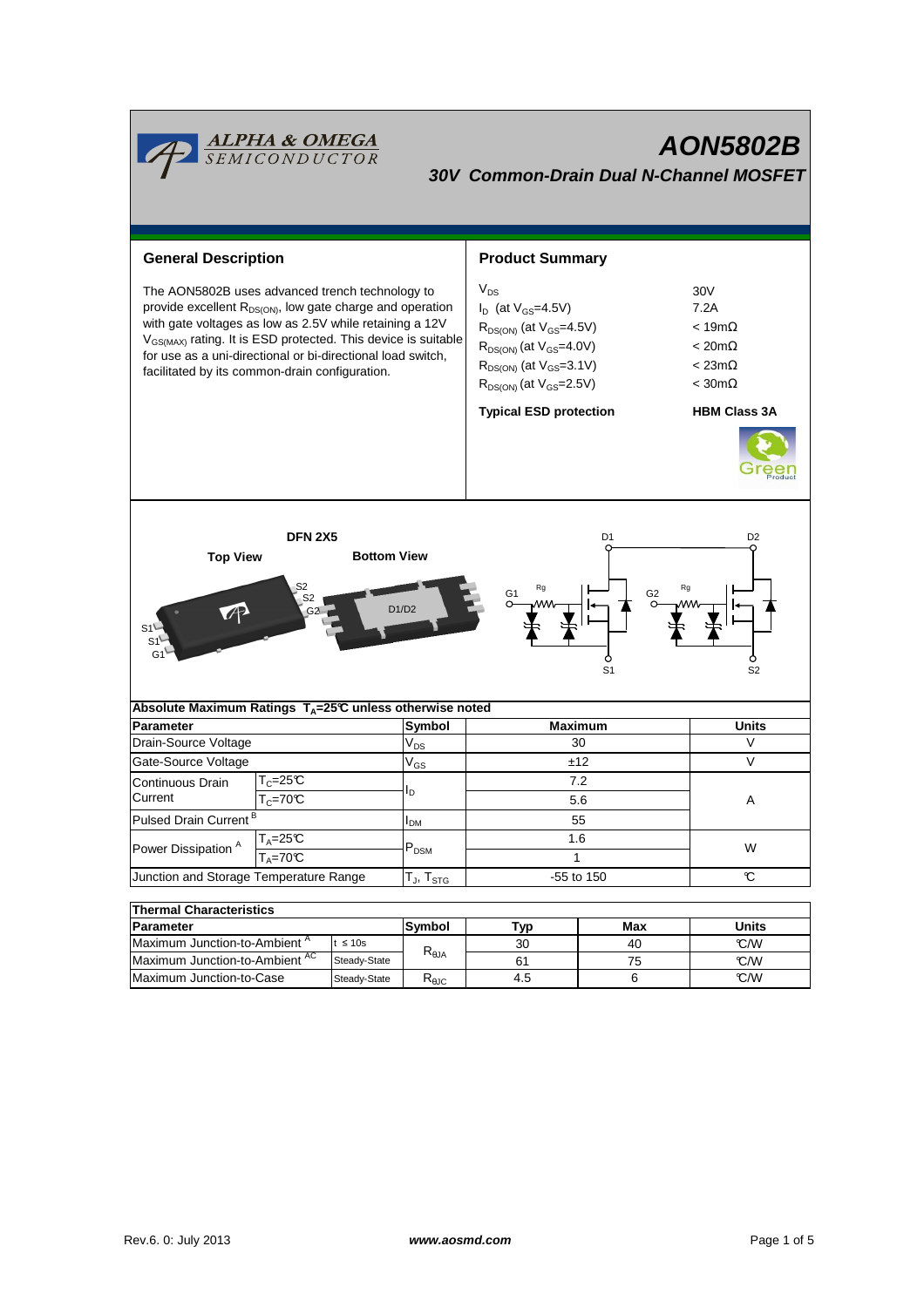# AON5802B

## 30V Common-Drain Dual N-Channel MOSFET

## General Description

The AON5802B uses advanced trench technology to provide excellent $R_{DS(ON)}$, low gate charge and operation with gate voltages as low as 2.5V while retaining a 12V $V_{GS(MAX)}$ rating. It is ESD protected. This device is suitable for use as a uni-directional or bi-directional load switch, facilitated by its common-drain configuration.

## Product Summary

| | |
|---|---|
| $V_{DS}$ | 30V |
| $I_D$ (at $V_{GS}$=4.5V) | 7.2A |
| $R_{DS(ON)}$ (at $V_{GS}$=4.5V) | < 19mΩ |
| $R_{DS(ON)}$ (at $V_{GS}$=4.0V) | < 20mΩ |
| $R_{DS(ON)}$ (at $V_{GS}$=3.1V) | < 23mΩ |
| $R_{DS(ON)}$ (at $V_{GS}$=2.5V) | < 30mΩ |
| **Typical ESD protection** | **HBM Class 3A** |

**DFN 2X5**

**Top View** **Bottom View**

S2, S2, G2, S1, S1, G1, D1/D2

D1, D2, G1, G2, Rg, S1, S2

## Absolute Maximum Ratings $T_A$=25℃ unless otherwise noted

| Parameter | | Symbol | Maximum | Units |
|---|---|---|---|---|
| Drain-Source Voltage | | $V_{DS}$ | 30 | V |
| Gate-Source Voltage | | $V_{GS}$ | ±12 | V |
| Continuous Drain Current | $T_C$=25℃ | $I_D$ | 7.2 | A |
| | $T_C$=70℃ | | 5.6 | |
| Pulsed Drain Current [B] | | $I_{DM}$ | 55 | |
| Power Dissipation [A] | $T_A$=25℃ | $P_{DSM}$ | 1.6 | W |
| | $T_A$=70℃ | | 1 | |
| Junction and Storage Temperature Range | | $T_J$, $T_{STG}$ | -55 to 150 | ℃ |

## Thermal Characteristics

| Parameter | | Symbol | Typ | Max | Units |
|---|---|---|---|---|---|
| Maximum Junction-to-Ambient [A] | t ≤ 10s | $R_{\theta JA}$ | 30 | 40 | ℃/W |
| Maximum Junction-to-Ambient [AC] | Steady-State | | 61 | 75 | ℃/W |
| Maximum Junction-to-Case | Steady-State | $R_{\theta JC}$ | 4.5 | 6 | ℃/W |

Rev.6. 0: July 2013 www.aosmd.com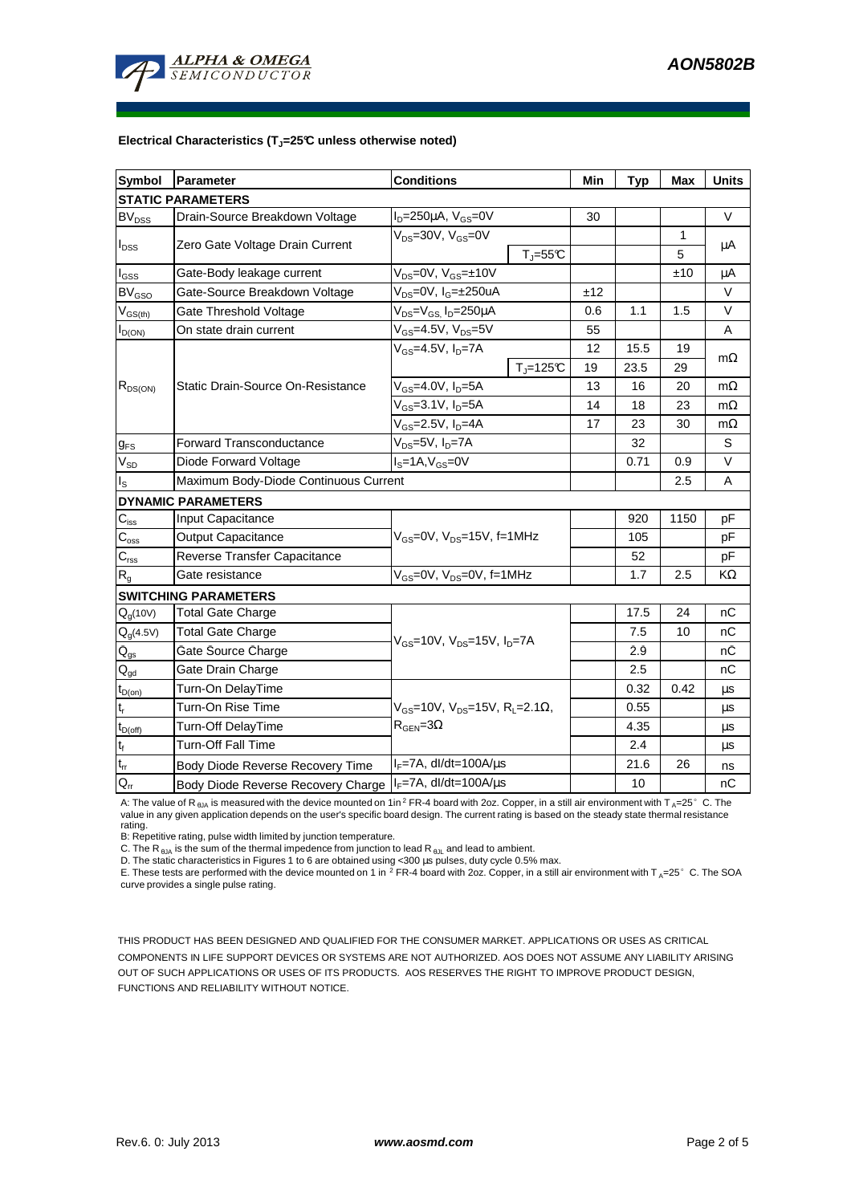### Electrical Characteristics ($T_J$=25°C unless otherwise noted)

| Symbol | Parameter | Conditions | | Min | Typ | Max | Units |
|---|---|---|---|---|---|---|---|
| **STATIC PARAMETERS** | | | | | | | |
| $BV_{DSS}$ | Drain-Source Breakdown Voltage | $I_D$=250µA, $V_{GS}$=0V | | 30 | | | V |
| $I_{DSS}$ | Zero Gate Voltage Drain Current | $V_{DS}$=30V, $V_{GS}$=0V | | | | 1 | µA |
| | | | $T_J$=55°C | | | 5 | |
| $I_{GSS}$ | Gate-Body leakage current | $V_{DS}$=0V, $V_{GS}$=±10V | | | | ±10 | µA |
| $BV_{GSO}$ | Gate-Source Breakdown Voltage | $V_{DS}$=0V, $I_G$=±250uA | | ±12 | | | V |
| $V_{GS(th)}$ | Gate Threshold Voltage | $V_{DS}$=$V_{GS}$, $I_D$=250µA | | 0.6 | 1.1 | 1.5 | V |
| $I_{D(ON)}$ | On state drain current | $V_{GS}$=4.5V, $V_{DS}$=5V | | 55 | | | A |
| $R_{DS(ON)}$ | Static Drain-Source On-Resistance | $V_{GS}$=4.5V, $I_D$=7A | | 12 | 15.5 | 19 | mΩ |
| | | | $T_J$=125°C | 19 | 23.5 | 29 | |
| | | $V_{GS}$=4.0V, $I_D$=5A | | 13 | 16 | 20 | mΩ |
| | | $V_{GS}$=3.1V, $I_D$=5A | | 14 | 18 | 23 | mΩ |
| | | $V_{GS}$=2.5V, $I_D$=4A | | 17 | 23 | 30 | mΩ |
| $g_{FS}$ | Forward Transconductance | $V_{DS}$=5V, $I_D$=7A | | | 32 | | S |
| $V_{SD}$ | Diode Forward Voltage | $I_S$=1A, $V_{GS}$=0V | | | 0.71 | 0.9 | V |
| $I_S$ | Maximum Body-Diode Continuous Current | | | | | 2.5 | A |
| **DYNAMIC PARAMETERS** | | | | | | | |
| $C_{iss}$ | Input Capacitance | $V_{GS}$=0V, $V_{DS}$=15V, f=1MHz | | | 920 | 1150 | pF |
| $C_{oss}$ | Output Capacitance | | | | 105 | | pF |
| $C_{rss}$ | Reverse Transfer Capacitance | | | | 52 | | pF |
| $R_g$ | Gate resistance | $V_{GS}$=0V, $V_{DS}$=0V, f=1MHz | | | 1.7 | 2.5 | KΩ |
| **SWITCHING PARAMETERS** | | | | | | | |
| $Q_g$(10V) | Total Gate Charge | $V_{GS}$=10V, $V_{DS}$=15V, $I_D$=7A | | | 17.5 | 24 | nC |
| $Q_g$(4.5V) | Total Gate Charge | | | | 7.5 | 10 | nC |
| $Q_{gs}$ | Gate Source Charge | | | | 2.9 | | nC |
| $Q_{gd}$ | Gate Drain Charge | | | | 2.5 | | nC |
| $t_{D(on)}$ | Turn-On DelayTime | $V_{GS}$=10V, $V_{DS}$=15V, $R_L$=2.1Ω, $R_{GEN}$=3Ω | | | 0.32 | 0.42 | µs |
| $t_r$ | Turn-On Rise Time | | | | 0.55 | | µs |
| $t_{D(off)}$ | Turn-Off DelayTime | | | | 4.35 | | µs |
| $t_f$ | Turn-Off Fall Time | | | | 2.4 | | µs |
| $t_{rr}$ | Body Diode Reverse Recovery Time | $I_F$=7A, dI/dt=100A/µs | | | 21.6 | 26 | ns |
| $Q_{rr}$ | Body Diode Reverse Recovery Charge | $I_F$=7A, dI/dt=100A/µs | | | 10 | | nC |

A: The value of $R_{\theta JA}$ is measured with the device mounted on 1in² FR-4 board with 2oz. Copper, in a still air environment with $T_A$=25° C. The value in any given application depends on the user's specific board design. The current rating is based on the steady state thermal resistance rating.

B: Repetitive rating, pulse width limited by junction temperature.

C. The $R_{\theta JA}$ is the sum of the thermal impedence from junction to lead $R_{\theta JL}$ and lead to ambient.

D. The static characteristics in Figures 1 to 6 are obtained using <300 µs pulses, duty cycle 0.5% max.

E. These tests are performed with the device mounted on 1 in² FR-4 board with 2oz. Copper, in a still air environment with $T_A$=25° C. The SOA curve provides a single pulse rating.

THIS PRODUCT HAS BEEN DESIGNED AND QUALIFIED FOR THE CONSUMER MARKET. APPLICATIONS OR USES AS CRITICAL COMPONENTS IN LIFE SUPPORT DEVICES OR SYSTEMS ARE NOT AUTHORIZED. AOS DOES NOT ASSUME ANY LIABILITY ARISING OUT OF SUCH APPLICATIONS OR USES OF ITS PRODUCTS. AOS RESERVES THE RIGHT TO IMPROVE PRODUCT DESIGN, FUNCTIONS AND RELIABILITY WITHOUT NOTICE.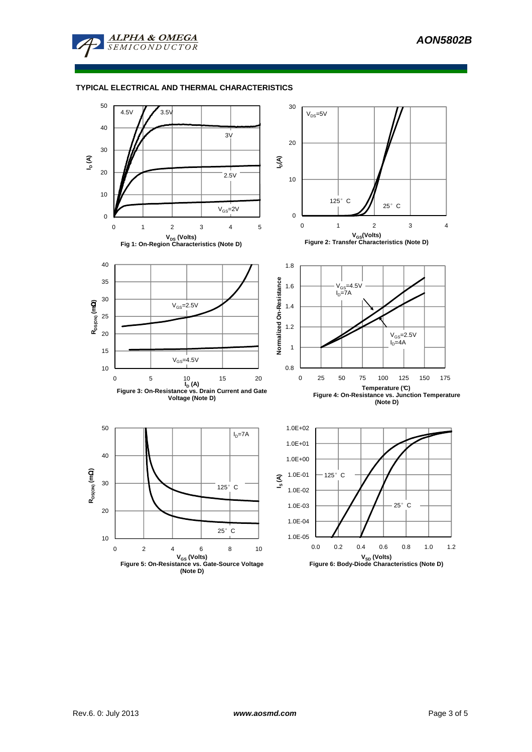## TYPICAL ELECTRICAL AND THERMAL CHARACTERISTICS

Fig 1: On-Region Characteristics (Note D)

Figure 2: Transfer Characteristics (Note D)

Figure 3: On-Resistance vs. Drain Current and Gate Voltage (Note D)

Figure 4: On-Resistance vs. Junction Temperature (Note D)

Figure 5: On-Resistance vs. Gate-Source Voltage (Note D)

Figure 6: Body-Diode Characteristics (Note D)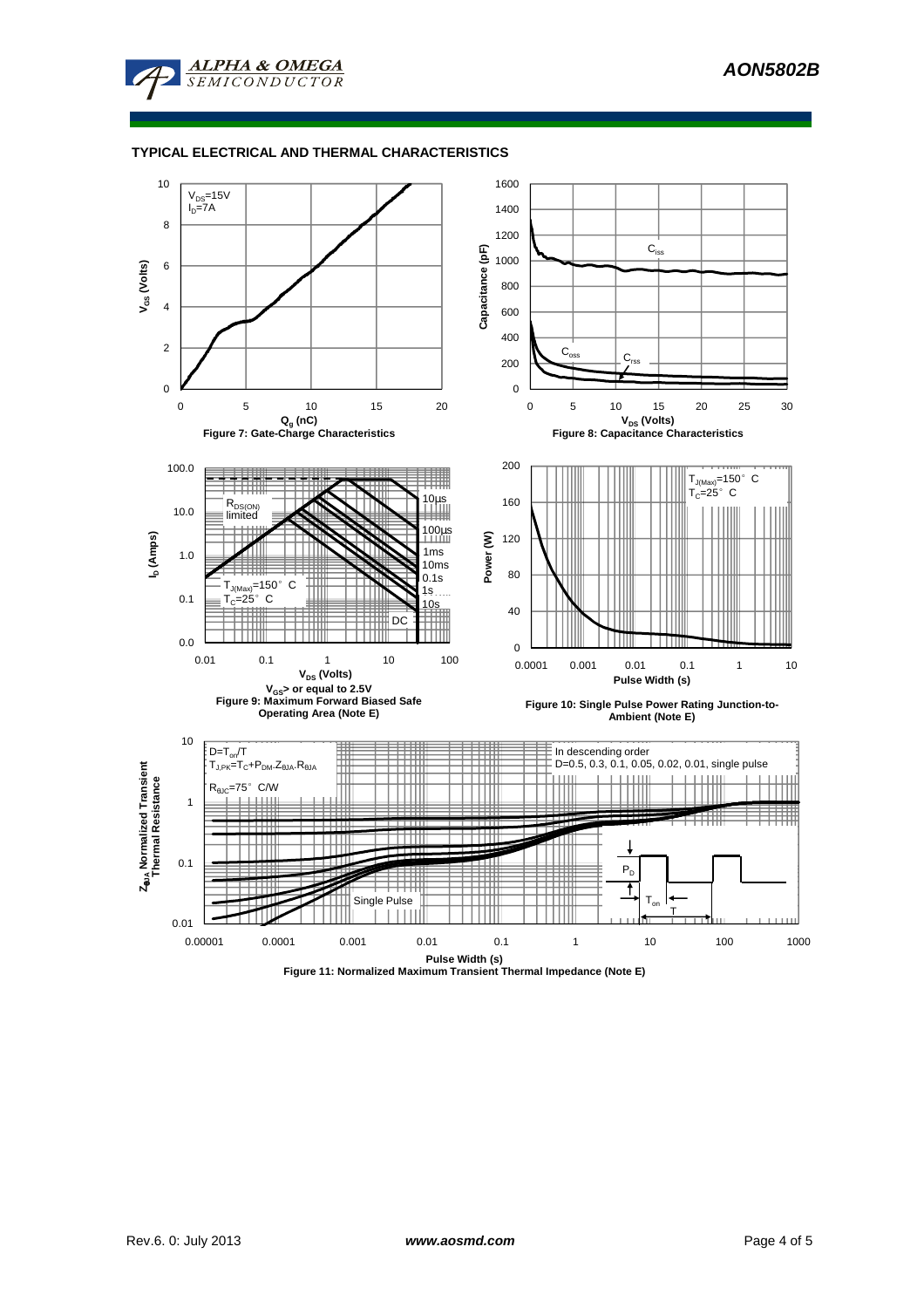## TYPICAL ELECTRICAL AND THERMAL CHARACTERISTICS

$V_{DS}$=15V
$I_D$=7A

Figure 7: Gate-Charge Characteristics

$C_{iss}$
$C_{oss}$
$C_{rss}$

Figure 8: Capacitance Characteristics

$R_{DS(ON)}$ limited
10µs
100µs
1ms
10ms
0.1s
1s
10s
DC
$T_{J(Max)}$=150°C
$T_C$=25°C

$V_{GS}$> or equal to 2.5V

Figure 9: Maximum Forward Biased Safe Operating Area (Note E)

$T_{J(Max)}$=150°C
$T_C$=25°C

Figure 10: Single Pulse Power Rating Junction-to-Ambient (Note E)

$D=T_{on}/T$
$T_{J,PK}=T_C+P_{DM}.Z_{\theta JA}.R_{\theta JA}$
$R_{\theta JC}$=75°C/W

In descending order
D=0.5, 0.3, 0.1, 0.05, 0.02, 0.01, single pulse

Single Pulse

Figure 11: Normalized Maximum Transient Thermal Impedance (Note E)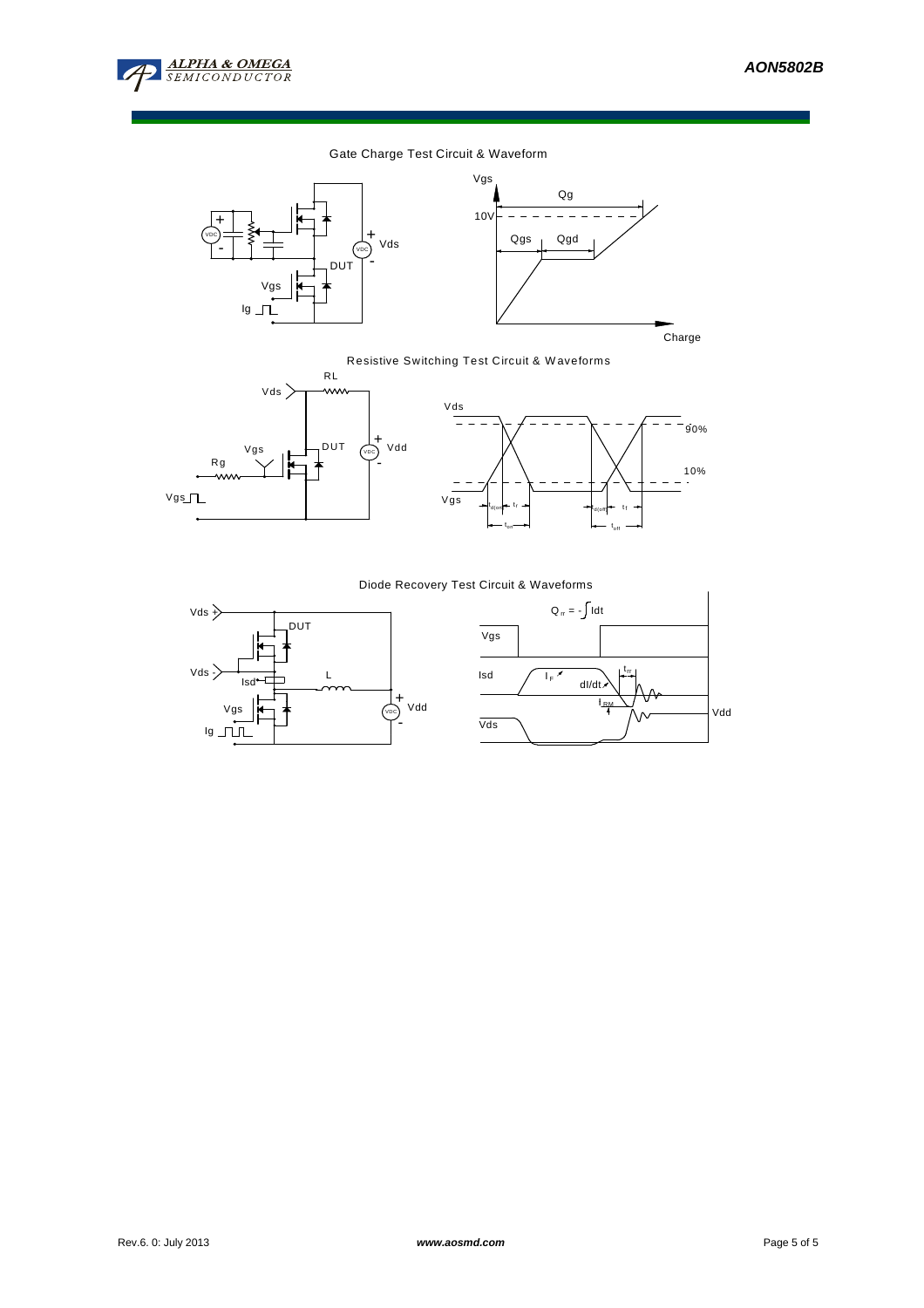## Gate Charge Test Circuit & Waveform

VDC
+
-
DUT
Vgs
Ig
VDC
+
Vds
-

Vgs
Qg
10V
Qgs
Qgd
Charge

## Resistive Switching Test Circuit & Waveforms

RL
Vds
Vgs
Rg
DUT
VDC
+
Vdd
-
Vgs

Vds
90%
10%
Vgs
$t_{d(on)}$
$t_r$
$t_{on}$
$t_{d(off)}$
$t_f$
$t_{off}$

## Diode Recovery Test Circuit & Waveforms

Vds +
DUT
Vds -
Isd
L
Vgs
Ig
VDC
+
Vdd
-

$Q_{rr} = -\int Idt$
Vgs
Isd
$I_F$
dI/dt
$t_{rr}$
$I_{RM}$
Vdd
Vds